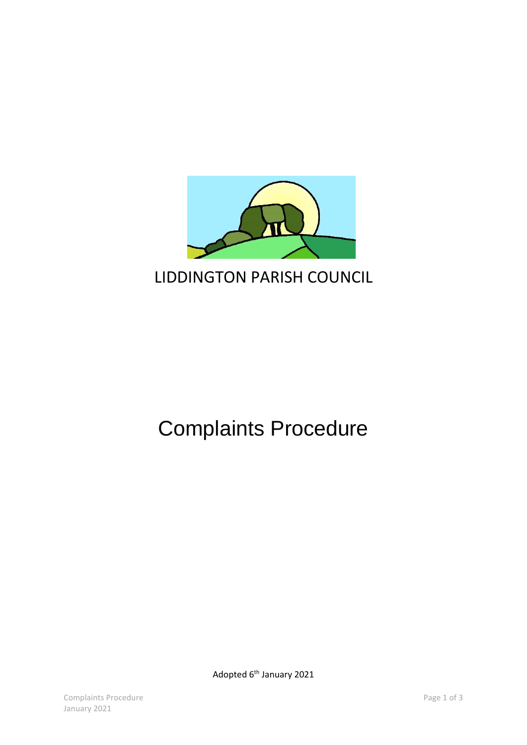LIDDINGTON PARISH COUNCIL

# Complaints Procedure

Adopted 6th January 2021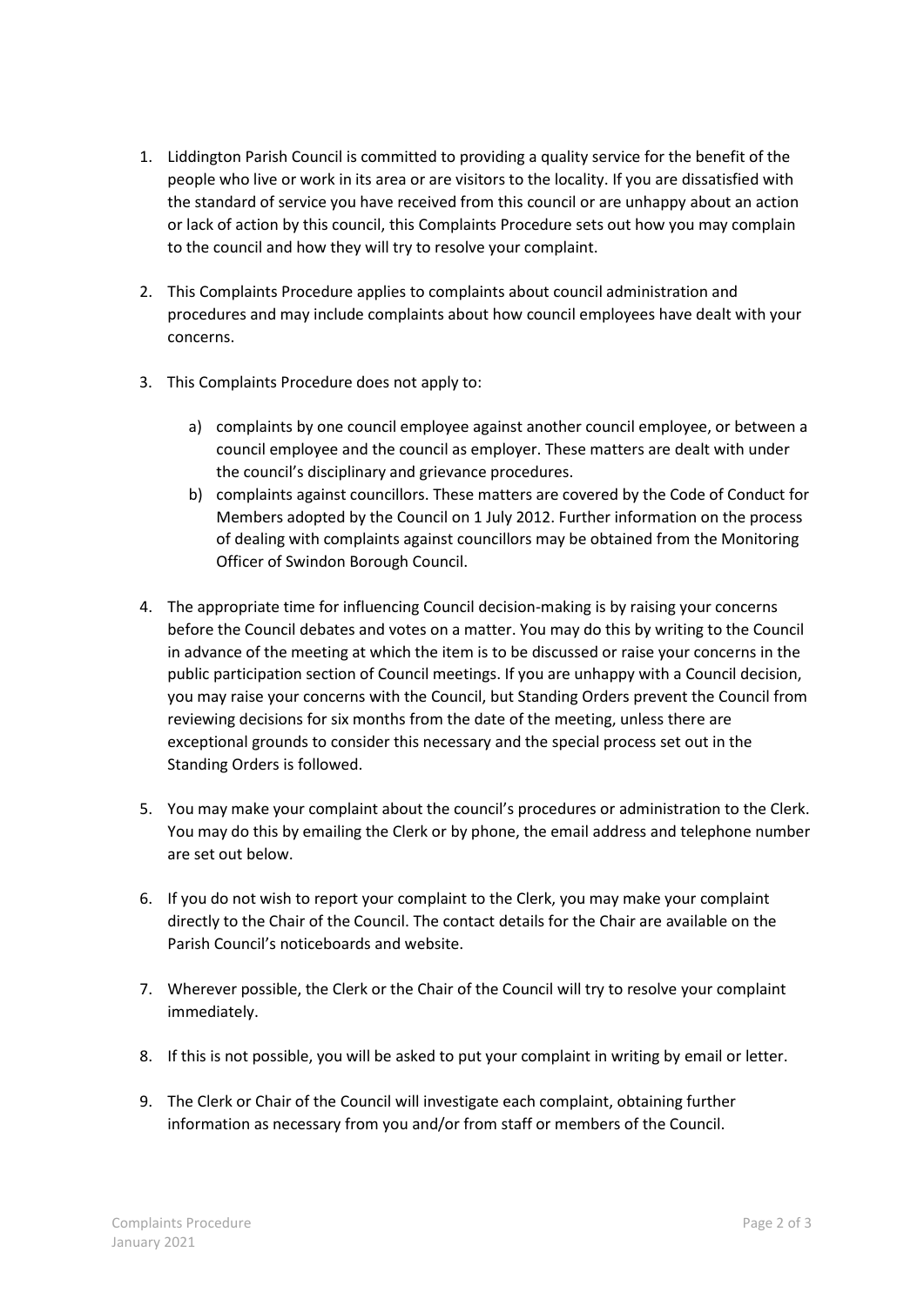1. Liddington Parish Council is committed to providing a quality service for the benefit of the people who live or work in its area or are visitors to the locality. If you are dissatisfied with the standard of service you have received from this council or are unhappy about an action or lack of action by this council, this Complaints Procedure sets out how you may complain to the council and how they will try to resolve your complaint.

2. This Complaints Procedure applies to complaints about council administration and procedures and may include complaints about how council employees have dealt with your concerns.

3. This Complaints Procedure does not apply to:

    a) complaints by one council employee against another council employee, or between a council employee and the council as employer. These matters are dealt with under the council's disciplinary and grievance procedures.
    b) complaints against councillors. These matters are covered by the Code of Conduct for Members adopted by the Council on 1 July 2012. Further information on the process of dealing with complaints against councillors may be obtained from the Monitoring Officer of Swindon Borough Council.

4. The appropriate time for influencing Council decision-making is by raising your concerns before the Council debates and votes on a matter. You may do this by writing to the Council in advance of the meeting at which the item is to be discussed or raise your concerns in the public participation section of Council meetings. If you are unhappy with a Council decision, you may raise your concerns with the Council, but Standing Orders prevent the Council from reviewing decisions for six months from the date of the meeting, unless there are exceptional grounds to consider this necessary and the special process set out in the Standing Orders is followed.

5. You may make your complaint about the council's procedures or administration to the Clerk. You may do this by emailing the Clerk or by phone, the email address and telephone number are set out below.

6. If you do not wish to report your complaint to the Clerk, you may make your complaint directly to the Chair of the Council. The contact details for the Chair are available on the Parish Council's noticeboards and website.

7. Wherever possible, the Clerk or the Chair of the Council will try to resolve your complaint immediately.

8. If this is not possible, you will be asked to put your complaint in writing by email or letter.

9. The Clerk or Chair of the Council will investigate each complaint, obtaining further information as necessary from you and/or from staff or members of the Council.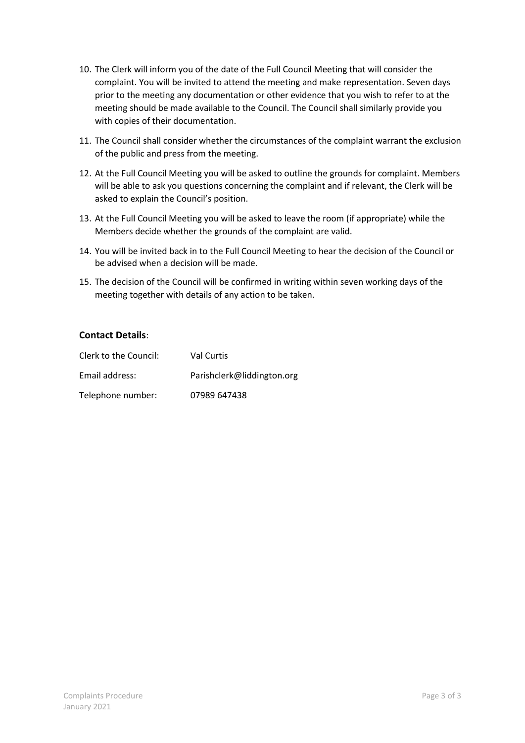10. The Clerk will inform you of the date of the Full Council Meeting that will consider the complaint. You will be invited to attend the meeting and make representation. Seven days prior to the meeting any documentation or other evidence that you wish to refer to at the meeting should be made available to the Council. The Council shall similarly provide you with copies of their documentation.

11. The Council shall consider whether the circumstances of the complaint warrant the exclusion of the public and press from the meeting.

12. At the Full Council Meeting you will be asked to outline the grounds for complaint. Members will be able to ask you questions concerning the complaint and if relevant, the Clerk will be asked to explain the Council's position.

13. At the Full Council Meeting you will be asked to leave the room (if appropriate) while the Members decide whether the grounds of the complaint are valid.

14. You will be invited back in to the Full Council Meeting to hear the decision of the Council or be advised when a decision will be made.

15. The decision of the Council will be confirmed in writing within seven working days of the meeting together with details of any action to be taken.

**Contact Details**:

| | |
|---|---|
| Clerk to the Council: | Val Curtis |
| Email address: | Parishclerk@liddington.org |
| Telephone number: | 07989 647438 |